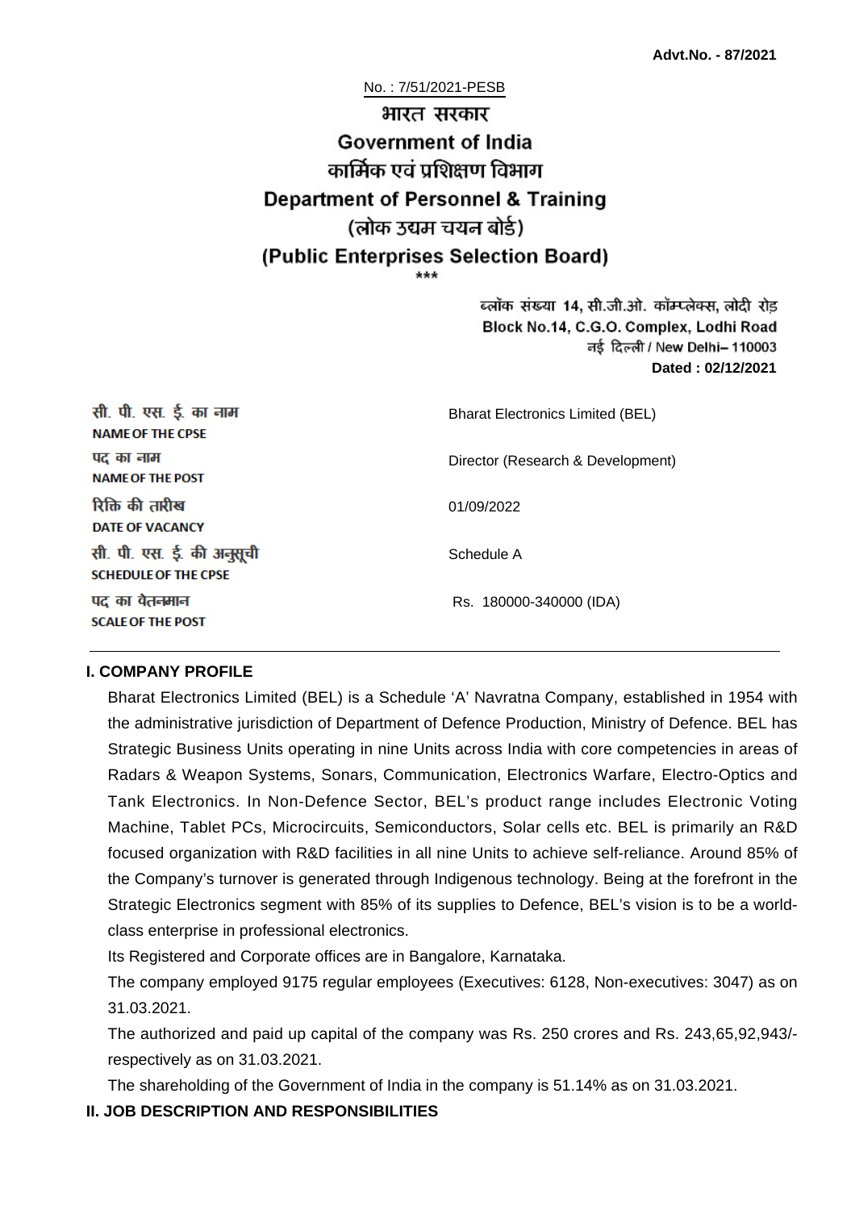**Advt.No. - 87/2021**

No. : 7/51/2021-PESB

# भारत सरकार
# Government of India
## कार्मिक एवं प्रशिक्षण विभाग
## Department of Personnel & Training
## (लोक उद्यम चयन बोर्ड)
## (Public Enterprises Selection Board)

\*\*\*

ब्लॉक संख्या 14, सी.जी.ओ. कॉम्प्लेक्स, लोदी रोड
Block No.14, C.G.O. Complex, Lodhi Road
नई दिल्ली / New Delhi– 110003
**Dated : 02/12/2021**

| | |
|---|---|
| सी. पी. एस. ई. का नाम<br>**NAME OF THE CPSE** | Bharat Electronics Limited (BEL) |
| पद का नाम<br>**NAME OF THE POST** | Director (Research & Development) |
| रिक्ति की तारीख<br>**DATE OF VACANCY** | 01/09/2022 |
| सी. पी. एस. ई. की अनुसूची<br>**SCHEDULE OF THE CPSE** | Schedule A |
| पद का वेतनमान<br>**SCALE OF THE POST** | Rs. 180000-340000 (IDA) |

### I. COMPANY PROFILE

Bharat Electronics Limited (BEL) is a Schedule 'A' Navratna Company, established in 1954 with the administrative jurisdiction of Department of Defence Production, Ministry of Defence. BEL has Strategic Business Units operating in nine Units across India with core competencies in areas of Radars & Weapon Systems, Sonars, Communication, Electronics Warfare, Electro-Optics and Tank Electronics. In Non-Defence Sector, BEL's product range includes Electronic Voting Machine, Tablet PCs, Microcircuits, Semiconductors, Solar cells etc. BEL is primarily an R&D focused organization with R&D facilities in all nine Units to achieve self-reliance. Around 85% of the Company's turnover is generated through Indigenous technology. Being at the forefront in the Strategic Electronics segment with 85% of its supplies to Defence, BEL's vision is to be a world-class enterprise in professional electronics.

Its Registered and Corporate offices are in Bangalore, Karnataka.

The company employed 9175 regular employees (Executives: 6128, Non-executives: 3047) as on 31.03.2021.

The authorized and paid up capital of the company was Rs. 250 crores and Rs. 243,65,92,943/- respectively as on 31.03.2021.

The shareholding of the Government of India in the company is 51.14% as on 31.03.2021.

### II. JOB DESCRIPTION AND RESPONSIBILITIES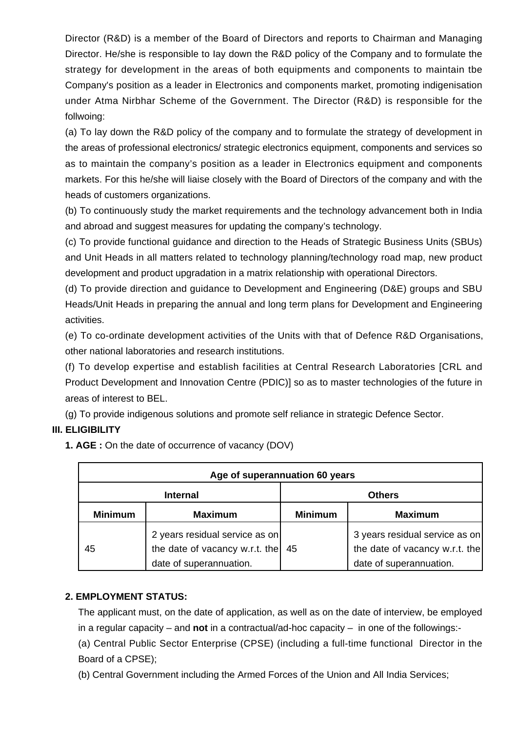Director (R&D) is a member of the Board of Directors and reports to Chairman and Managing Director. He/she is responsible to Iay down the R&D policy of the Company and to formulate the strategy for development in the areas of both equipments and components to maintain tbe Company's position as a leader in Electronics and components market, promoting indigenisation under Atma Nirbhar Scheme of the Government. The Director (R&D) is responsible for the follwoing:

(a) To lay down the R&D policy of the company and to formulate the strategy of development in the areas of professional electronics/ strategic electronics equipment, components and services so as to maintain the company's position as a leader in Electronics equipment and components markets. For this he/she will liaise closely with the Board of Directors of the company and with the heads of customers organizations.

(b) To continuously study the market requirements and the technology advancement both in India and abroad and suggest measures for updating the company's technology.

(c) To provide functional guidance and direction to the Heads of Strategic Business Units (SBUs) and Unit Heads in all matters related to technology planning/technology road map, new product development and product upgradation in a matrix relationship with operational Directors.

(d) To provide direction and guidance to Development and Engineering (D&E) groups and SBU Heads/Unit Heads in preparing the annual and long term plans for Development and Engineering activities.

(e) To co-ordinate development activities of the Units with that of Defence R&D Organisations, other national laboratories and research institutions.

(f) To develop expertise and establish facilities at Central Research Laboratories [CRL and Product Development and Innovation Centre (PDIC)] so as to master technologies of the future in areas of interest to BEL.

(g) To provide indigenous solutions and promote self reliance in strategic Defence Sector.

**III. ELIGIBILITY**

**1. AGE :** On the date of occurrence of vacancy (DOV)

| **Age of superannuation 60 years** | | | |
|---|---|---|---|
| **Internal** | | **Others** | |
| **Minimum** | **Maximum** | **Minimum** | **Maximum** |
| 45 | 2 years residual service as on the date of vacancy w.r.t. the date of superannuation. | 45 | 3 years residual service as on the date of vacancy w.r.t. the date of superannuation. |

**2. EMPLOYMENT STATUS:**

The applicant must, on the date of application, as well as on the date of interview, be employed in a regular capacity – and **not** in a contractual/ad-hoc capacity – in one of the followings:-

(a) Central Public Sector Enterprise (CPSE) (including a full-time functional Director in the Board of a CPSE);

(b) Central Government including the Armed Forces of the Union and All India Services;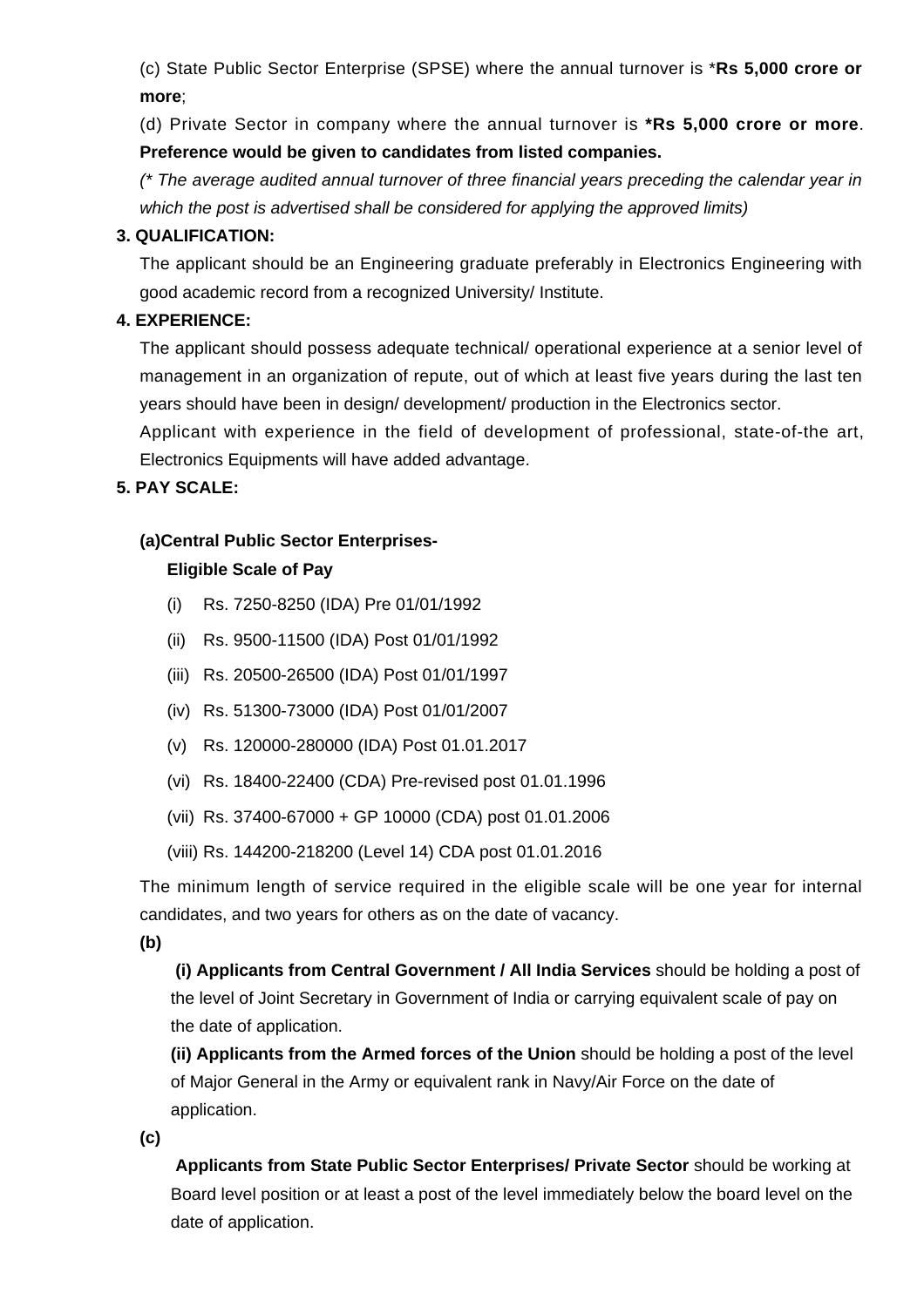(c) State Public Sector Enterprise (SPSE) where the annual turnover is ***Rs 5,000 crore or more**;

(d) Private Sector in company where the annual turnover is ***Rs 5,000 crore or more**. **Preference would be given to candidates from listed companies.**

*(* The average audited annual turnover of three financial years preceding the calendar year in which the post is advertised shall be considered for applying the approved limits)*

**3. QUALIFICATION:**

The applicant should be an Engineering graduate preferably in Electronics Engineering with good academic record from a recognized University/ Institute.

**4. EXPERIENCE:**

The applicant should possess adequate technical/ operational experience at a senior level of management in an organization of repute, out of which at least five years during the last ten years should have been in design/ development/ production in the Electronics sector.

Applicant with experience in the field of development of professional, state-of-the art, Electronics Equipments will have added advantage.

**5. PAY SCALE:**

**(a)Central Public Sector Enterprises-**

**Eligible Scale of Pay**

(i) Rs. 7250-8250 (IDA) Pre 01/01/1992

(ii) Rs. 9500-11500 (IDA) Post 01/01/1992

(iii) Rs. 20500-26500 (IDA) Post 01/01/1997

(iv) Rs. 51300-73000 (IDA) Post 01/01/2007

(v) Rs. 120000-280000 (IDA) Post 01.01.2017

(vi) Rs. 18400-22400 (CDA) Pre-revised post 01.01.1996

(vii) Rs. 37400-67000 + GP 10000 (CDA) post 01.01.2006

(viii) Rs. 144200-218200 (Level 14) CDA post 01.01.2016

The minimum length of service required in the eligible scale will be one year for internal candidates, and two years for others as on the date of vacancy.

**(b)**

**(i) Applicants from Central Government / All India Services** should be holding a post of the level of Joint Secretary in Government of India or carrying equivalent scale of pay on the date of application.

**(ii) Applicants from the Armed forces of the Union** should be holding a post of the level of Major General in the Army or equivalent rank in Navy/Air Force on the date of application.

**(c)**

**Applicants from State Public Sector Enterprises/ Private Sector** should be working at Board level position or at least a post of the level immediately below the board level on the date of application.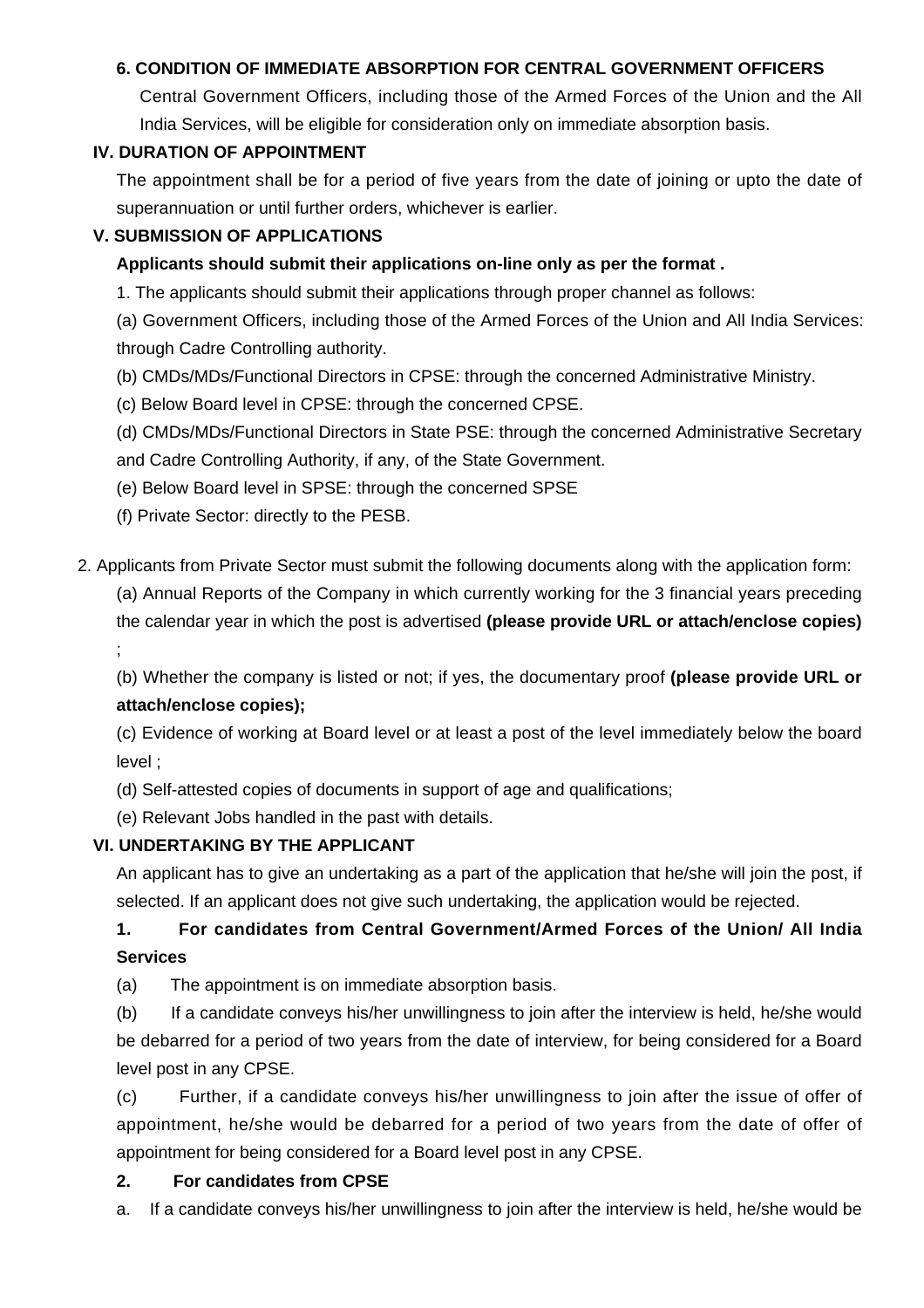**6. CONDITION OF IMMEDIATE ABSORPTION FOR CENTRAL GOVERNMENT OFFICERS**

Central Government Officers, including those of the Armed Forces of the Union and the All India Services, will be eligible for consideration only on immediate absorption basis.

## IV. DURATION OF APPOINTMENT

The appointment shall be for a period of five years from the date of joining or upto the date of superannuation or until further orders, whichever is earlier.

## V. SUBMISSION OF APPLICATIONS

**Applicants should submit their applications on-line only as per the format .**

1. The applicants should submit their applications through proper channel as follows:

(a) Government Officers, including those of the Armed Forces of the Union and All India Services: through Cadre Controlling authority.

(b) CMDs/MDs/Functional Directors in CPSE: through the concerned Administrative Ministry.

(c) Below Board level in CPSE: through the concerned CPSE.

(d) CMDs/MDs/Functional Directors in State PSE: through the concerned Administrative Secretary and Cadre Controlling Authority, if any, of the State Government.

(e) Below Board level in SPSE: through the concerned SPSE

(f) Private Sector: directly to the PESB.

2. Applicants from Private Sector must submit the following documents along with the application form:

(a) Annual Reports of the Company in which currently working for the 3 financial years preceding the calendar year in which the post is advertised **(please provide URL or attach/enclose copies)** ;

(b) Whether the company is listed or not; if yes, the documentary proof **(please provide URL or attach/enclose copies);**

(c) Evidence of working at Board level or at least a post of the level immediately below the board level ;

(d) Self-attested copies of documents in support of age and qualifications;

(e) Relevant Jobs handled in the past with details.

## VI. UNDERTAKING BY THE APPLICANT

An applicant has to give an undertaking as a part of the application that he/she will join the post, if selected. If an applicant does not give such undertaking, the application would be rejected.

**1. For candidates from Central Government/Armed Forces of the Union/ All India Services**

(a) The appointment is on immediate absorption basis.

(b) If a candidate conveys his/her unwillingness to join after the interview is held, he/she would be debarred for a period of two years from the date of interview, for being considered for a Board level post in any CPSE.

(c) Further, if a candidate conveys his/her unwillingness to join after the issue of offer of appointment, he/she would be debarred for a period of two years from the date of offer of appointment for being considered for a Board level post in any CPSE.

**2. For candidates from CPSE**

a. If a candidate conveys his/her unwillingness to join after the interview is held, he/she would be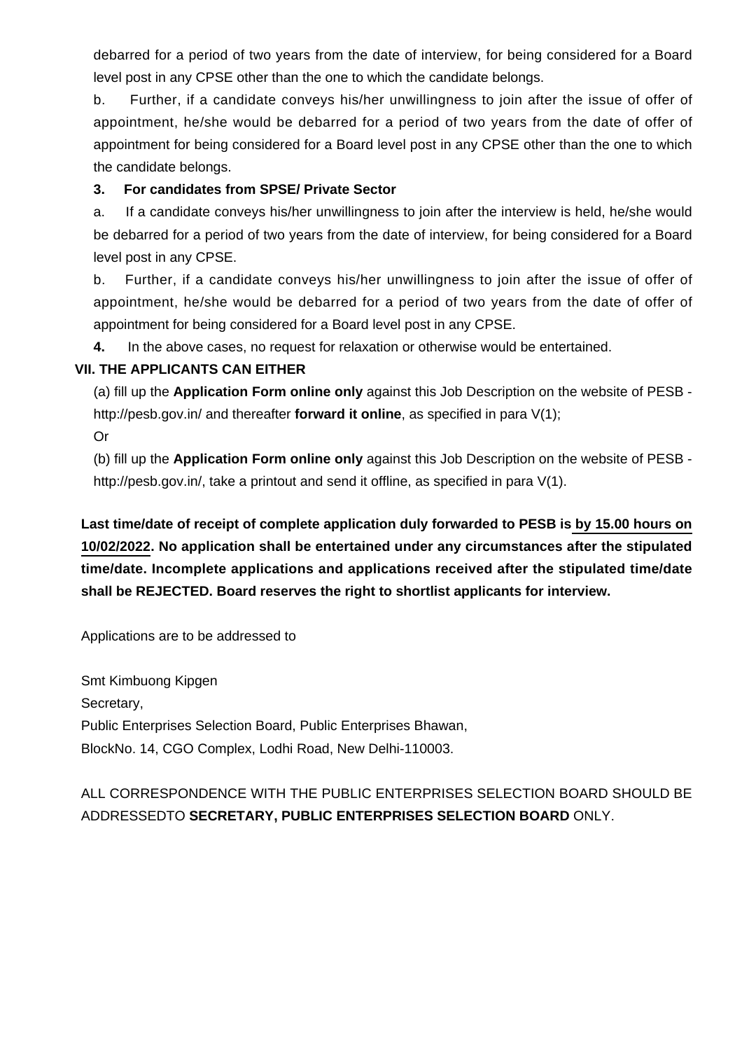debarred for a period of two years from the date of interview, for being considered for a Board level post in any CPSE other than the one to which the candidate belongs.

b. Further, if a candidate conveys his/her unwillingness to join after the issue of offer of appointment, he/she would be debarred for a period of two years from the date of offer of appointment for being considered for a Board level post in any CPSE other than the one to which the candidate belongs.

**3. For candidates from SPSE/ Private Sector**

a. If a candidate conveys his/her unwillingness to join after the interview is held, he/she would be debarred for a period of two years from the date of interview, for being considered for a Board level post in any CPSE.

b. Further, if a candidate conveys his/her unwillingness to join after the issue of offer of appointment, he/she would be debarred for a period of two years from the date of offer of appointment for being considered for a Board level post in any CPSE.

**4.** In the above cases, no request for relaxation or otherwise would be entertained.

**VII. THE APPLICANTS CAN EITHER**

(a) fill up the **Application Form online only** against this Job Description on the website of PESB - http://pesb.gov.in/ and thereafter **forward it online**, as specified in para V(1);

Or

(b) fill up the **Application Form online only** against this Job Description on the website of PESB - http://pesb.gov.in/, take a printout and send it offline, as specified in para V(1).

**Last time/date of receipt of complete application duly forwarded to PESB is by 15.00 hours on 10/02/2022. No application shall be entertained under any circumstances after the stipulated time/date. Incomplete applications and applications received after the stipulated time/date shall be REJECTED. Board reserves the right to shortlist applicants for interview.**

Applications are to be addressed to

Smt Kimbuong Kipgen
Secretary,
Public Enterprises Selection Board, Public Enterprises Bhawan,
BlockNo. 14, CGO Complex, Lodhi Road, New Delhi-110003.

ALL CORRESPONDENCE WITH THE PUBLIC ENTERPRISES SELECTION BOARD SHOULD BE ADDRESSEDTO **SECRETARY, PUBLIC ENTERPRISES SELECTION BOARD** ONLY.